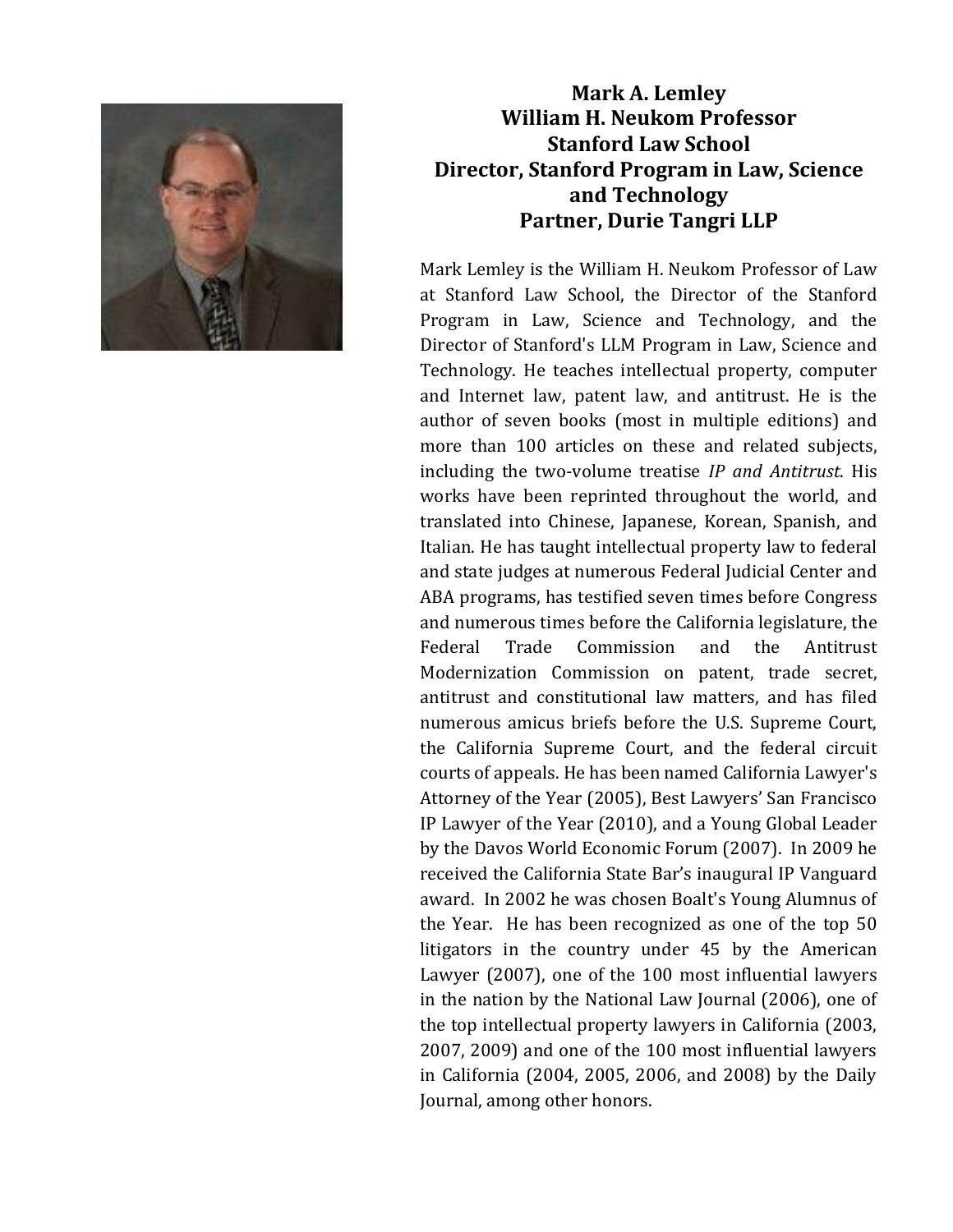**Mark A. Lemley**
**William H. Neukom Professor**
**Stanford Law School**
**Director, Stanford Program in Law, Science and Technology**
**Partner, Durie Tangri LLP**

Mark Lemley is the William H. Neukom Professor of Law at Stanford Law School, the Director of the Stanford Program in Law, Science and Technology, and the Director of Stanford's LLM Program in Law, Science and Technology. He teaches intellectual property, computer and Internet law, patent law, and antitrust. He is the author of seven books (most in multiple editions) and more than 100 articles on these and related subjects, including the two-volume treatise *IP and Antitrust*. His works have been reprinted throughout the world, and translated into Chinese, Japanese, Korean, Spanish, and Italian. He has taught intellectual property law to federal and state judges at numerous Federal Judicial Center and ABA programs, has testified seven times before Congress and numerous times before the California legislature, the Federal Trade Commission and the Antitrust Modernization Commission on patent, trade secret, antitrust and constitutional law matters, and has filed numerous amicus briefs before the U.S. Supreme Court, the California Supreme Court, and the federal circuit courts of appeals. He has been named California Lawyer's Attorney of the Year (2005), Best Lawyers' San Francisco IP Lawyer of the Year (2010), and a Young Global Leader by the Davos World Economic Forum (2007). In 2009 he received the California State Bar's inaugural IP Vanguard award. In 2002 he was chosen Boalt's Young Alumnus of the Year. He has been recognized as one of the top 50 litigators in the country under 45 by the American Lawyer (2007), one of the 100 most influential lawyers in the nation by the National Law Journal (2006), one of the top intellectual property lawyers in California (2003, 2007, 2009) and one of the 100 most influential lawyers in California (2004, 2005, 2006, and 2008) by the Daily Journal, among other honors.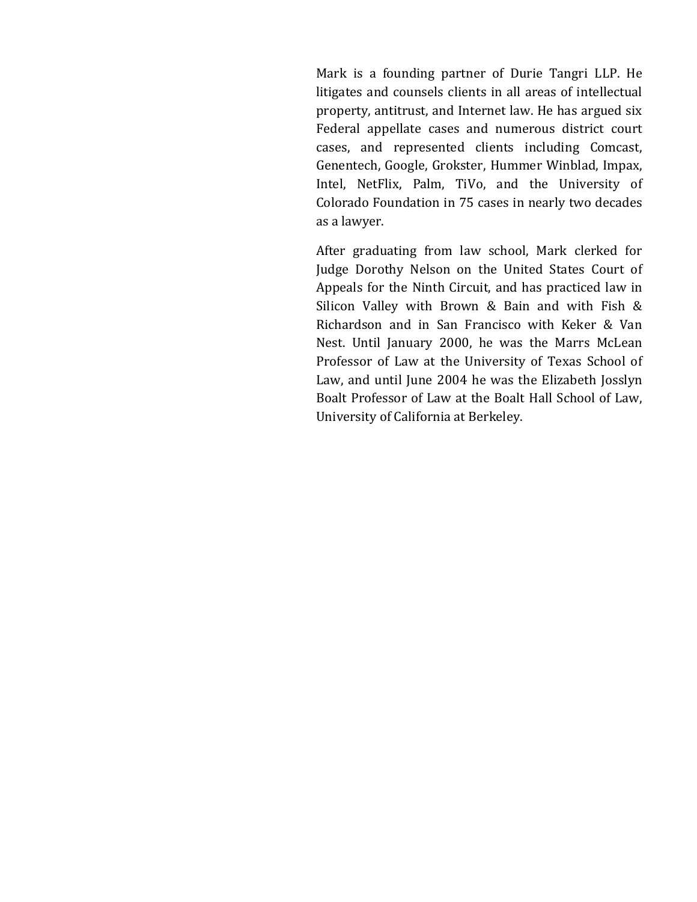Mark is a founding partner of Durie Tangri LLP. He litigates and counsels clients in all areas of intellectual property, antitrust, and Internet law. He has argued six Federal appellate cases and numerous district court cases, and represented clients including Comcast, Genentech, Google, Grokster, Hummer Winblad, Impax, Intel, NetFlix, Palm, TiVo, and the University of Colorado Foundation in 75 cases in nearly two decades as a lawyer.

After graduating from law school, Mark clerked for Judge Dorothy Nelson on the United States Court of Appeals for the Ninth Circuit, and has practiced law in Silicon Valley with Brown & Bain and with Fish & Richardson and in San Francisco with Keker & Van Nest. Until January 2000, he was the Marrs McLean Professor of Law at the University of Texas School of Law, and until June 2004 he was the Elizabeth Josslyn Boalt Professor of Law at the Boalt Hall School of Law, University of California at Berkeley.